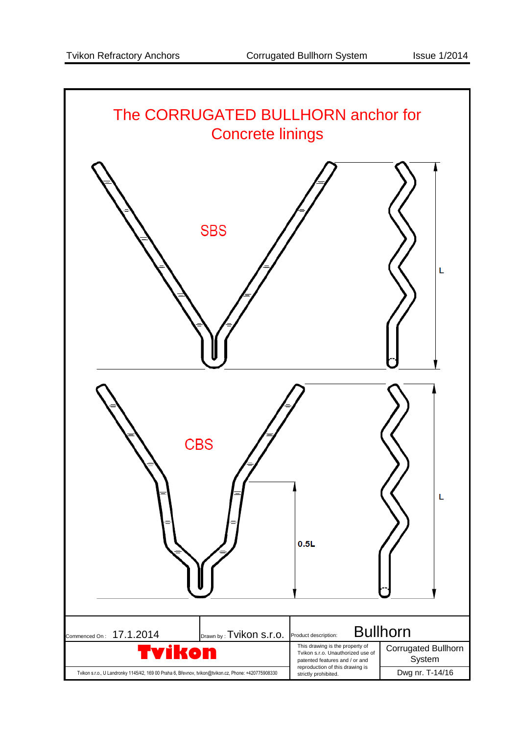# The CORRUGATED BULLHORN anchor for Concrete linings

SBS

L

CBS

0.5L

L

| Commenced On : 17.1.2014 | Drawn by : Tvikon s.r.o. | Product description: Bullhorn | |
|---|---|---|---|
| Tvikon | | This drawing is the property of Tvikon s.r.o. Unauthorized use of patented features and / or and reproduction of this drawing is strictly prohibited. | Corrugated Bullhorn System |
| Tvikon s.r.o., U Landronky 1145/42, 169 00 Praha 6, Břevnov, tvikon@tvikon.cz, Phone: +420775908330 | | | Dwg nr. T-14/16 |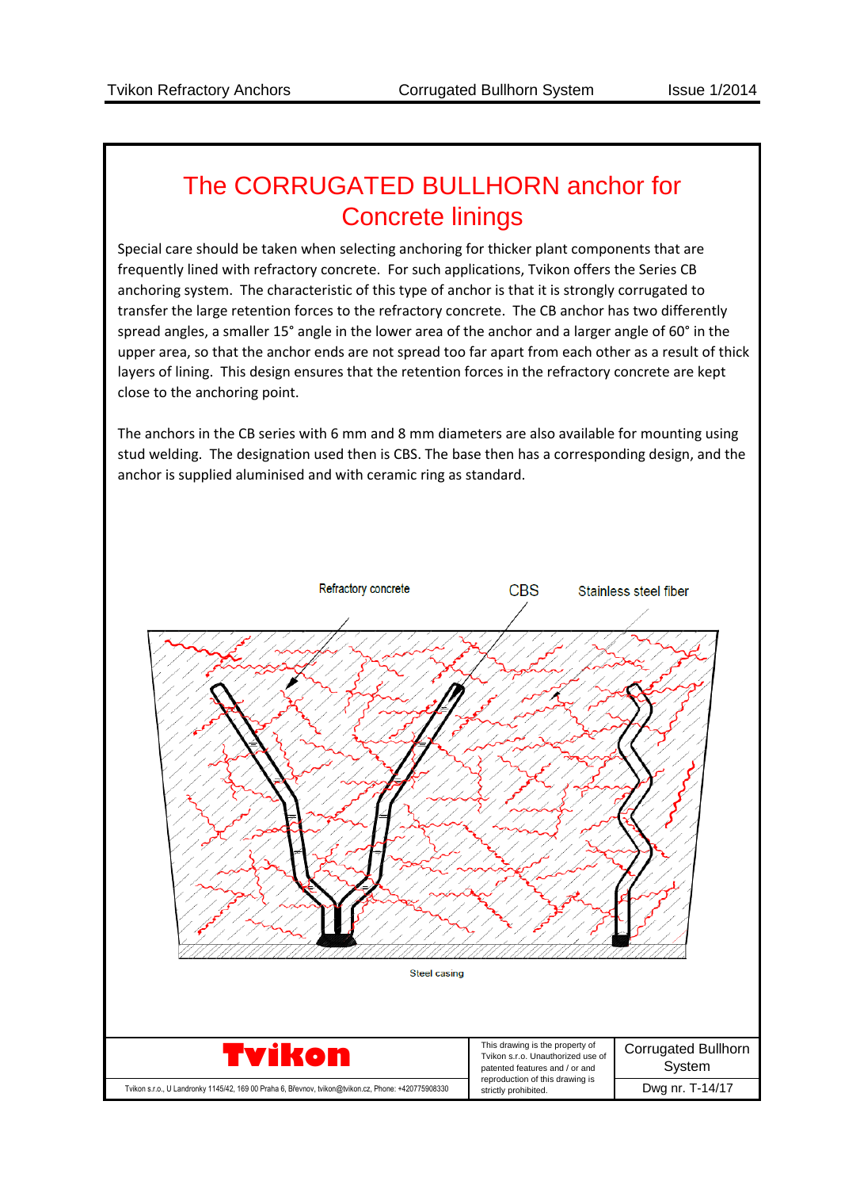# The CORRUGATED BULLHORN anchor for Concrete linings

Special care should be taken when selecting anchoring for thicker plant components that are frequently lined with refractory concrete. For such applications, Tvikon offers the Series CB anchoring system. The characteristic of this type of anchor is that it is strongly corrugated to transfer the large retention forces to the refractory concrete. The CB anchor has two differently spread angles, a smaller 15° angle in the lower area of the anchor and a larger angle of 60° in the upper area, so that the anchor ends are not spread too far apart from each other as a result of thick layers of lining. This design ensures that the retention forces in the refractory concrete are kept close to the anchoring point.

The anchors in the CB series with 6 mm and 8 mm diameters are also available for mounting using stud welding. The designation used then is CBS. The base then has a corresponding design, and the anchor is supplied aluminised and with ceramic ring as standard.

Refractory concrete

CBS

Stainless steel fiber

Steel casing

| Tvikon | This drawing is the property of Tvikon s.r.o. Unauthorized use of patented features and / or and reproduction of this drawing is strictly prohibited. | Corrugated Bullhorn System |
|---|---|---|
| Tvikon s.r.o., U Landronky 1145/42, 169 00 Praha 6, Břevnov, tvikon@tvikon.cz, Phone: +420775908330 | | Dwg nr. T-14/17 |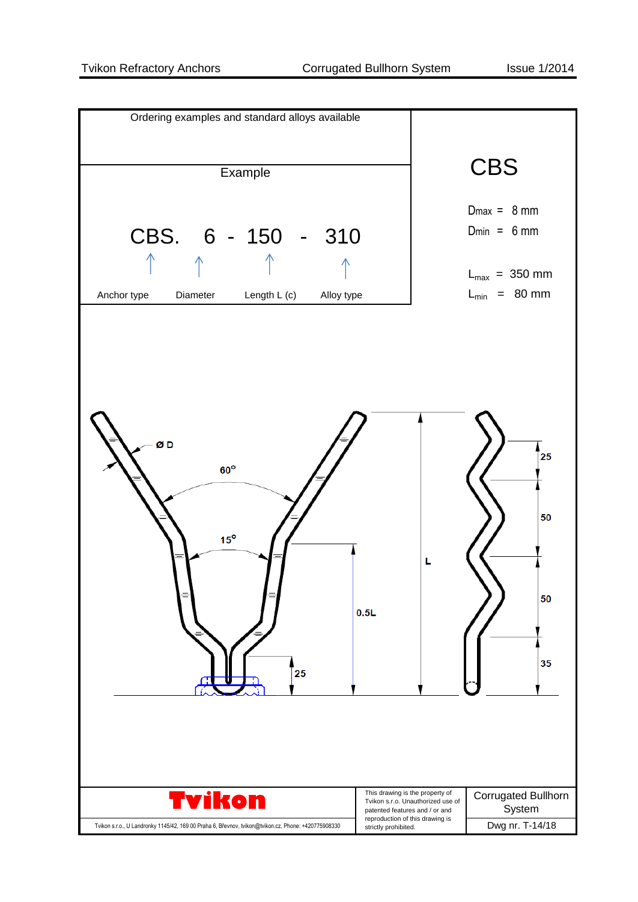Ordering examples and standard alloys available

Example

CBS. 6 - 150 - 310

Anchor type | Diameter | Length L (c) | Alloy type

# CBS

Dmax = 8 mm

Dmin = 6 mm

$L_{max}$ = 350 mm

$L_{min}$ = 80 mm

ø D

60°

15°

L

0.5L

25

25

50

50

35

Tvikon

Tvikon s.r.o., U Landronky 1145/42, 169 00 Praha 6, Břevnov, tvikon@tvikon.cz, Phone: +420775908330

This drawing is the property of Tvikon s.r.o. Unauthorized use of patented features and / or and reproduction of this drawing is strictly prohibited.

Corrugated Bullhorn System

Dwg nr. T-14/18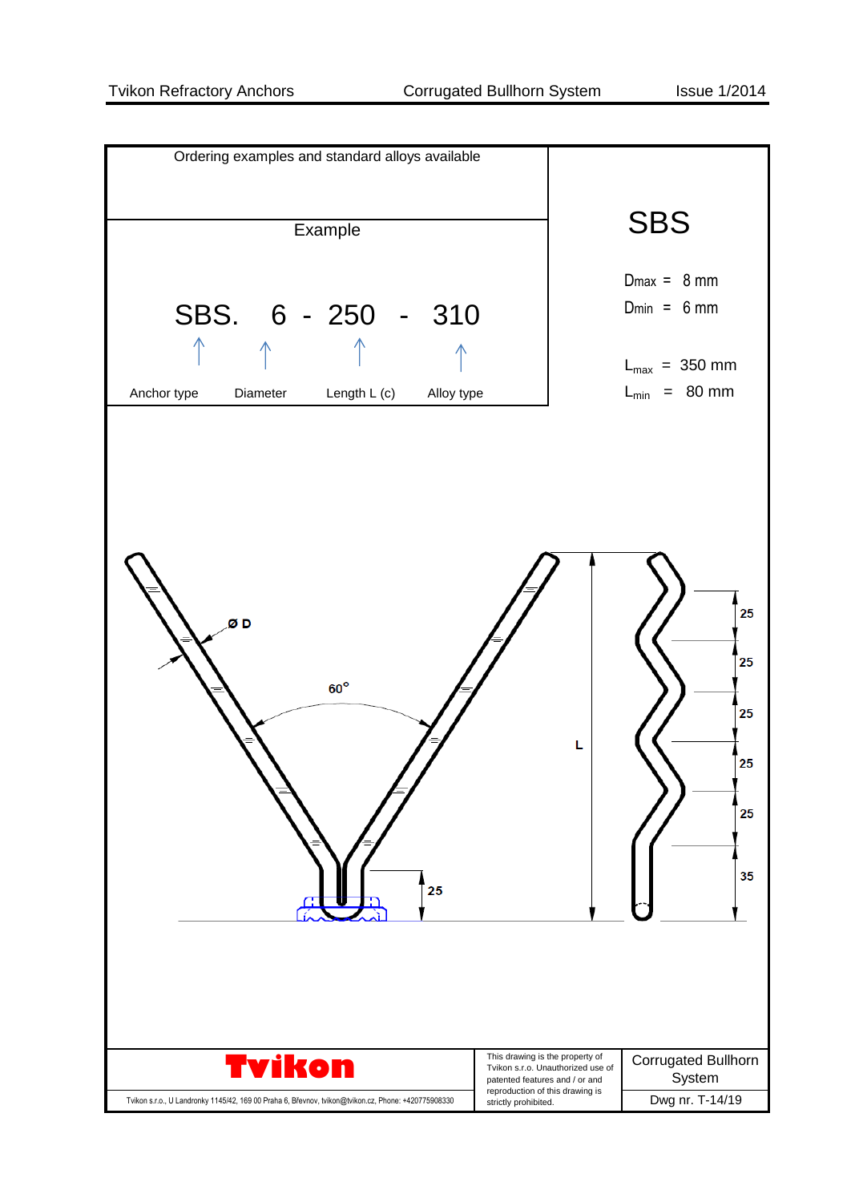Ordering examples and standard alloys available

Example

SBS. 6 - 250 - 310

Anchor type | Diameter | Length L (c) | Alloy type

# SBS

$D_{max}$ = 8 mm

$D_{min}$ = 6 mm

$L_{max}$ = 350 mm

$L_{min}$ = 80 mm

Ø D

60°

25

L

25

25

25

25

25

35

Tvikon

Tvikon s.r.o., U Landronky 1145/42, 169 00 Praha 6, Břevnov, tvikon@tvikon.cz, Phone: +420775908330

This drawing is the property of Tvikon s.r.o. Unauthorized use of patented features and / or and reproduction of this drawing is strictly prohibited.

Corrugated Bullhorn System

Dwg nr. T-14/19